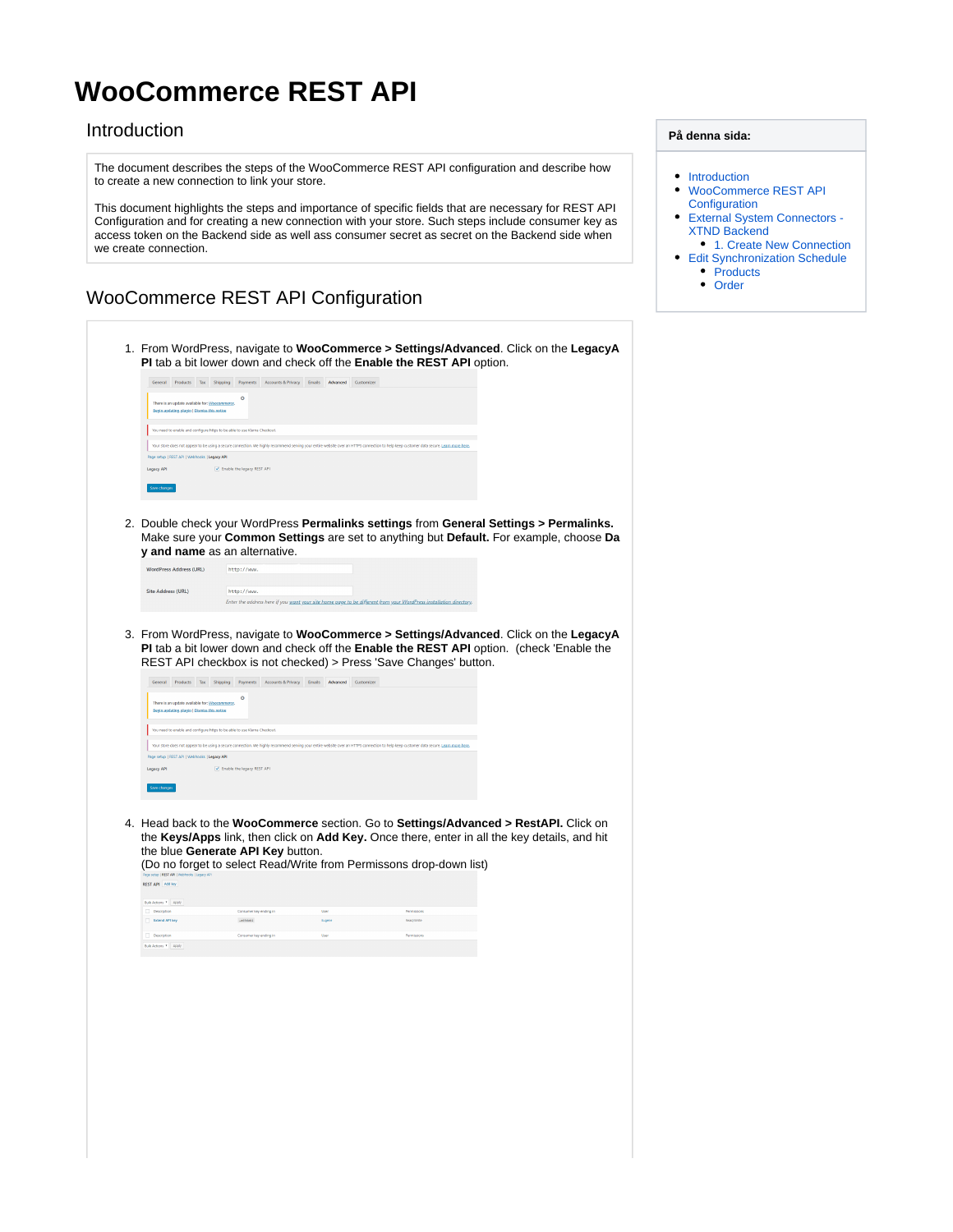# WooCommerce REST API

**På denna sida:**

- Introduction
- WooCommerce REST API Configuration
- External System Connectors - XTND Backend
  - 1. Create New Connection
- Edit Synchronization Schedule
  - Products
  - Order

## Introduction

The document describes the steps of the WooCommerce REST API configuration and describe how to create a new connection to link your store.

This document highlights the steps and importance of specific fields that are necessary for REST API Configuration and for creating a new connection with your store. Such steps include consumer key as access token on the Backend side as well ass consumer secret as secret on the Backend side when we create connection.

## WooCommerce REST API Configuration

1. From WordPress, navigate to **WooCommerce > Settings/Advanced**. Click on the **LegacyAPI** tab a bit lower down and check off the **Enable the REST API** option.

2. Double check your WordPress **Permalinks settings** from **General Settings > Permalinks.** Make sure your **Common Settings** are set to anything but **Default.** For example, choose **Day and name** as an alternative.

3. From WordPress, navigate to **WooCommerce > Settings/Advanced**. Click on the **LegacyAPI** tab a bit lower down and check off the **Enable the REST API** option. (check 'Enable the REST API checkbox is not checked) > Press 'Save Changes' button.

4. Head back to the **WooCommerce** section. Go to **Settings/Advanced > RestAPI.** Click on the **Keys/Apps** link, then click on **Add Key.** Once there, enter in all the key details, and hit the blue **Generate API Key** button.
   (Do no forget to select Read/Write from Permissons drop-down list)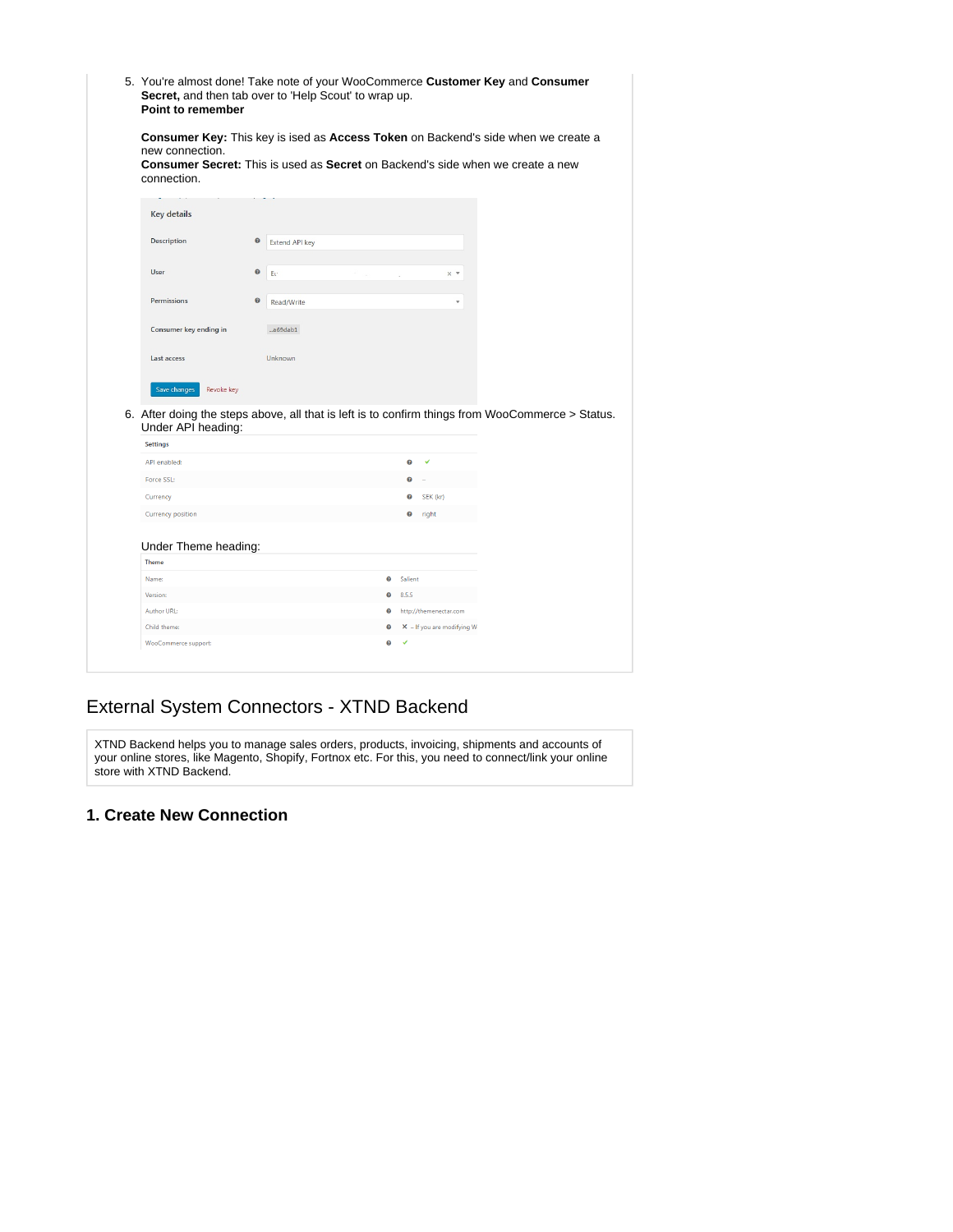5. You're almost done! Take note of your WooCommerce **Customer Key** and **Consumer Secret,** and then tab over to 'Help Scout' to wrap up.
   **Point to remember**

   **Consumer Key:** This key is ised as **Access Token** on Backend's side when we create a new connection.
   **Consumer Secret:** This is used as **Secret** on Backend's side when we create a new connection.

   Key details

   | | |
   |---|---|
   | Description | Extend API key |
   | User | |
   | Permissions | Read/Write |
   | Consumer key ending in | ...e69dab1 |
   | Last access | Unknown |

   Save changes   Revoke key

6. After doing the steps above, all that is left is to confirm things from WooCommerce > Status. Under API heading:

   | Settings | |
   |---|---|
   | API enabled: | ✔ |
   | Force SSL: | – |
   | Currency | SEK (kr) |
   | Currency position | right |

   Under Theme heading:

   | Theme | |
   |---|---|
   | Name: | Salient |
   | Version: | 8.5.5 |
   | Author URL: | http://themenectar.com |
   | Child theme: | ✕ – If you are modifying W |
   | WooCommerce support: | ✔ |

# External System Connectors - XTND Backend

XTND Backend helps you to manage sales orders, products, invoicing, shipments and accounts of your online stores, like Magento, Shopify, Fortnox etc. For this, you need to connect/link your online store with XTND Backend.

## 1. Create New Connection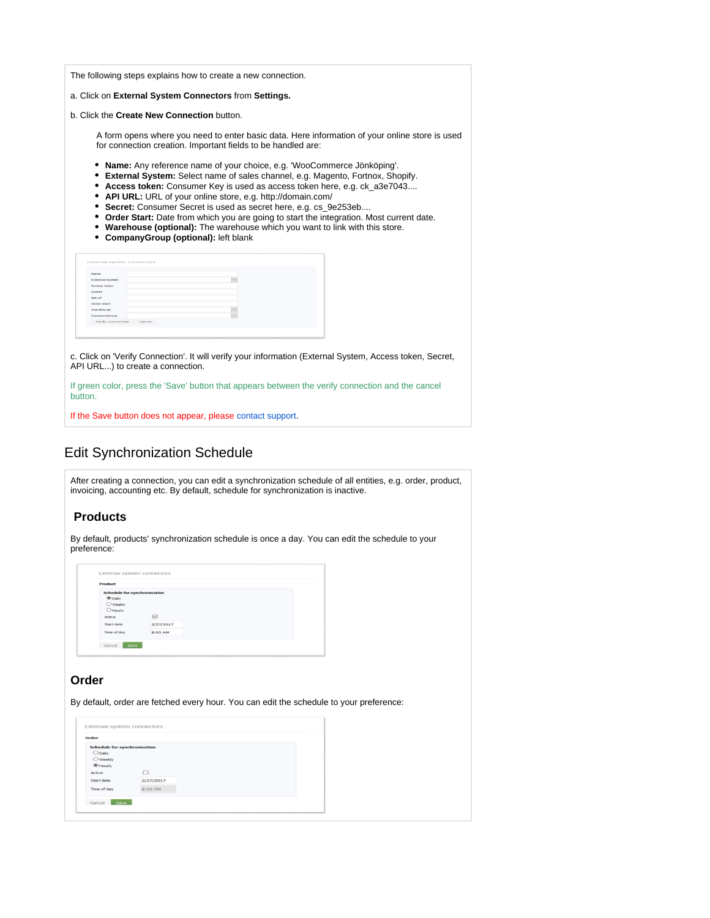The following steps explains how to create a new connection.

a. Click on **External System Connectors** from **Settings.**

b. Click the **Create New Connection** button.

A form opens where you need to enter basic data. Here information of your online store is used for connection creation. Important fields to be handled are:

- **Name:** Any reference name of your choice, e.g. 'WooCommerce Jönköping'.
- **External System:** Select name of sales channel, e.g. Magento, Fortnox, Shopify.
- **Access token:** Consumer Key is used as access token here, e.g. ck_a3e7043....
- **API URL:** URL of your online store, e.g. http://domain.com/
- **Secret:** Consumer Secret is used as secret here, e.g. cs_9e253eb....
- **Order Start:** Date from which you are going to start the integration. Most current date.
- **Warehouse (optional):** The warehouse which you want to link with this store.
- **CompanyGroup (optional):** left blank

c. Click on 'Verify Connection'. It will verify your information (External System, Access token, Secret, API URL...) to create a connection.

If green color, press the 'Save' button that appears between the verify connection and the cancel button.

If the Save button does not appear, please contact support.

## Edit Synchronization Schedule

After creating a connection, you can edit a synchronization schedule of all entities, e.g. order, product, invoicing, accounting etc. By default, schedule for synchronization is inactive.

### Products

By default, products' synchronization schedule is once a day. You can edit the schedule to your preference:

### Order

By default, order are fetched every hour. You can edit the schedule to your preference: